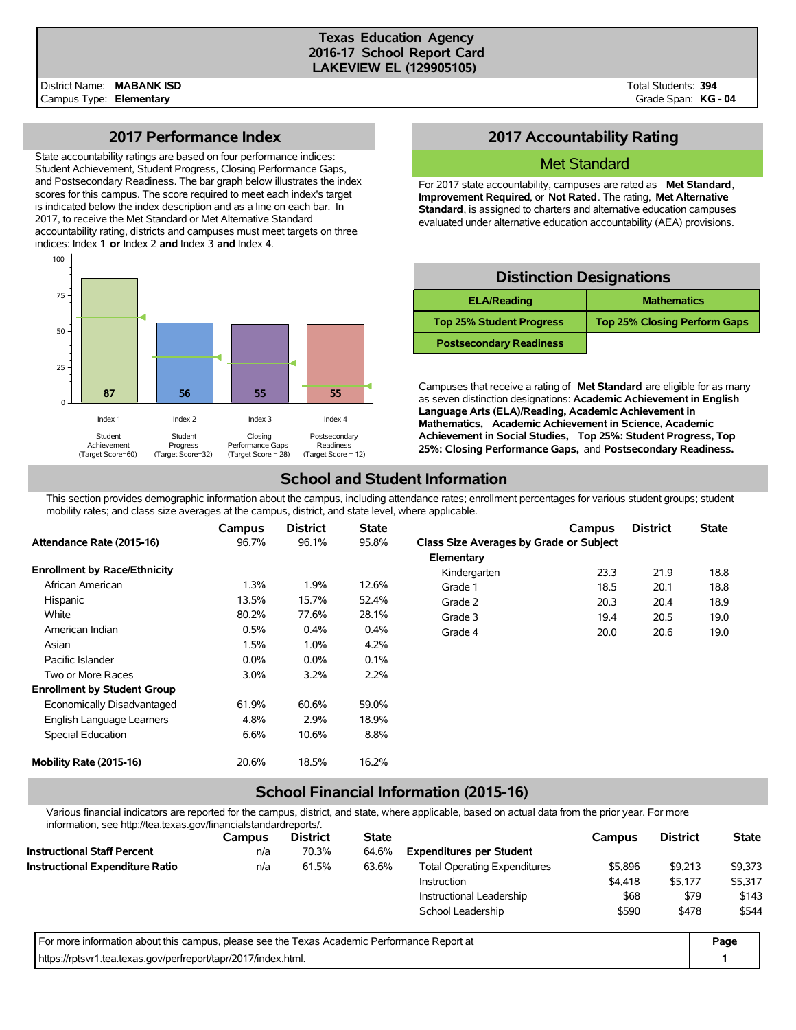# Texas Education Agency
## 2016-17 School Report Card
## LAKEVIEW EL (129905105)

District Name: **MABANK ISD**
Campus Type: **Elementary**

Total Students: **394**
Grade Span: **KG - 04**

## 2017 Performance Index

State accountability ratings are based on four performance indices: Student Achievement, Student Progress, Closing Performance Gaps, and Postsecondary Readiness. The bar graph below illustrates the index scores for this campus. The score required to meet each index's target is indicated below the index description and as a line on each bar. In 2017, to receive the Met Standard or Met Alternative Standard accountability rating, districts and campuses must meet targets on three indices: Index 1 **or** Index 2 **and** Index 3 **and** Index 4.

| Index | Description | Target Score | Score |
|---|---|---|---|
| Index 1 | Student Achievement | 60 | 87 |
| Index 2 | Student Progress | 32 | 56 |
| Index 3 | Closing Performance Gaps | 28 | 55 |
| Index 4 | Postsecondary Readiness | 12 | 55 |

## 2017 Accountability Rating

**Met Standard**

For 2017 state accountability, campuses are rated as **Met Standard**, **Improvement Required**, or **Not Rated**. The rating, **Met Alternative Standard**, is assigned to charters and alternative education campuses evaluated under alternative education accountability (AEA) provisions.

## Distinction Designations

| ELA/Reading | Mathematics |
|---|---|
| Top 25% Student Progress | Top 25% Closing Perform Gaps |
| Postsecondary Readiness | |

Campuses that receive a rating of **Met Standard** are eligible for as many as seven distinction designations: **Academic Achievement in English Language Arts (ELA)/Reading, Academic Achievement in Mathematics, Academic Achievement in Science, Academic Achievement in Social Studies, Top 25%: Student Progress, Top 25%: Closing Performance Gaps,** and **Postsecondary Readiness.**

## School and Student Information

This section provides demographic information about the campus, including attendance rates; enrollment percentages for various student groups; student mobility rates; and class size averages at the campus, district, and state level, where applicable.

| | Campus | District | State |
|---|---|---|---|
| **Attendance Rate (2015-16)** | 96.7% | 96.1% | 95.8% |
| **Enrollment by Race/Ethnicity** | | | |
| African American | 1.3% | 1.9% | 12.6% |
| Hispanic | 13.5% | 15.7% | 52.4% |
| White | 80.2% | 77.6% | 28.1% |
| American Indian | 0.5% | 0.4% | 0.4% |
| Asian | 1.5% | 1.0% | 4.2% |
| Pacific Islander | 0.0% | 0.0% | 0.1% |
| Two or More Races | 3.0% | 3.2% | 2.2% |
| **Enrollment by Student Group** | | | |
| Economically Disadvantaged | 61.9% | 60.6% | 59.0% |
| English Language Learners | 4.8% | 2.9% | 18.9% |
| Special Education | 6.6% | 10.6% | 8.8% |
| **Mobility Rate (2015-16)** | 20.6% | 18.5% | 16.2% |

| | Campus | District | State |
|---|---|---|---|
| **Class Size Averages by Grade or Subject** | | | |
| **Elementary** | | | |
| Kindergarten | 23.3 | 21.9 | 18.8 |
| Grade 1 | 18.5 | 20.1 | 18.8 |
| Grade 2 | 20.3 | 20.4 | 18.9 |
| Grade 3 | 19.4 | 20.5 | 19.0 |
| Grade 4 | 20.0 | 20.6 | 19.0 |

## School Financial Information (2015-16)

Various financial indicators are reported for the campus, district, and state, where applicable, based on actual data from the prior year. For more information, see http://tea.texas.gov/financialstandardreports/.

| | Campus | District | State |
|---|---|---|---|
| **Instructional Staff Percent** | n/a | 70.3% | 64.6% |
| **Instructional Expenditure Ratio** | n/a | 61.5% | 63.6% |

| | Campus | District | State |
|---|---|---|---|
| **Expenditures per Student** | | | |
| Total Operating Expenditures | $5,896 | $9,213 | $9,373 |
| Instruction | $4,418 | $5,177 | $5,317 |
| Instructional Leadership | $68 | $79 | $143 |
| School Leadership | $590 | $478 | $544 |

For more information about this campus, please see the Texas Academic Performance Report at https://rptsvr1.tea.texas.gov/perfreport/tapr/2017/index.html.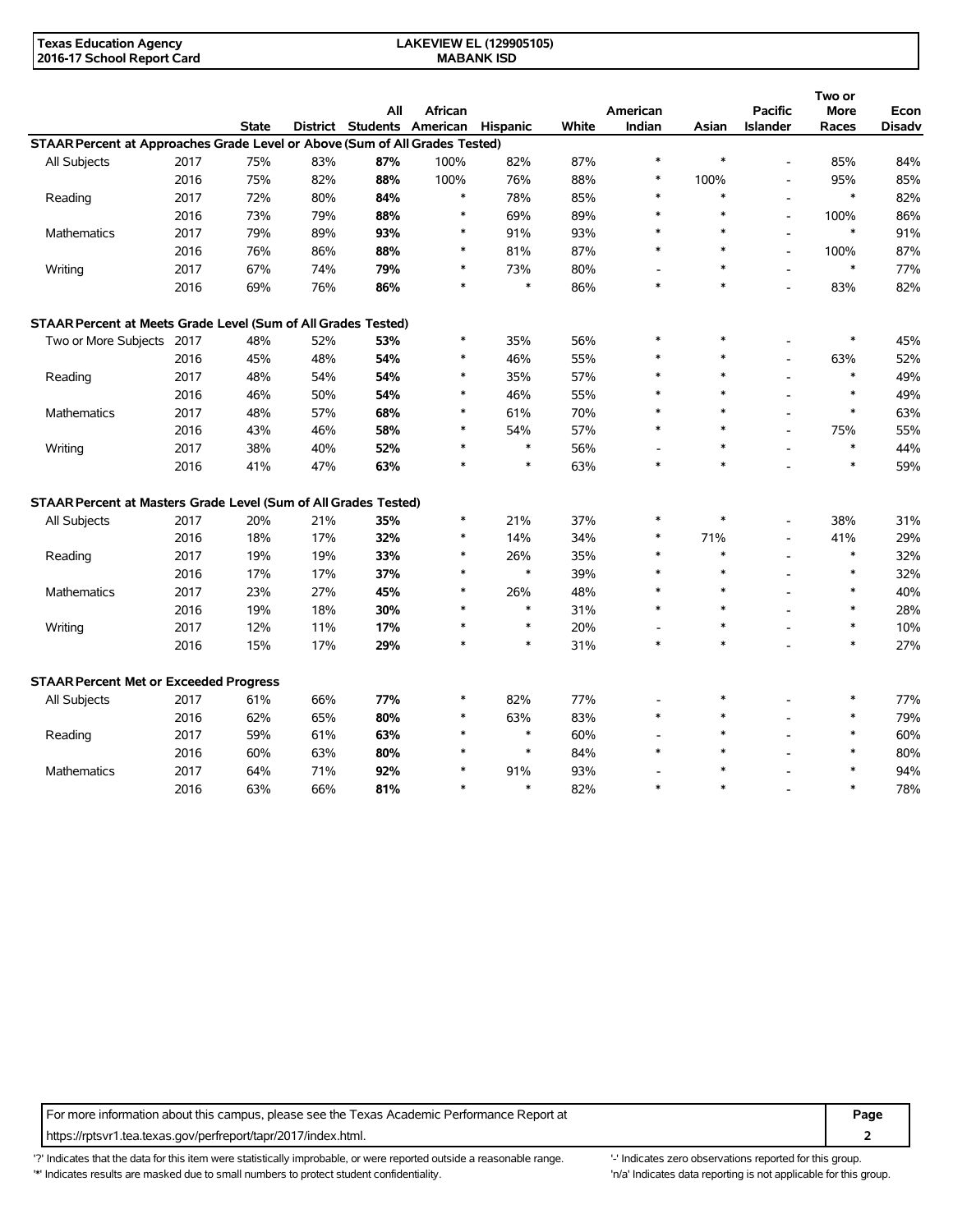**Texas Education Agency**
**2016-17 School Report Card**

**LAKEVIEW EL (129905105)**
**MABANK ISD**

| | | State | District | All Students | African American | Hispanic | White | American Indian | Asian | Pacific Islander | Two or More Races | Econ Disadv |
|---|---|---|---|---|---|---|---|---|---|---|---|---|
| **STAAR Percent at Approaches Grade Level or Above (Sum of All Grades Tested)** | | | | | | | | | | | | |
| All Subjects | 2017 | 75% | 83% | **87%** | 100% | 82% | 87% | * | * | - | 85% | 84% |
| | 2016 | 75% | 82% | **88%** | 100% | 76% | 88% | * | 100% | - | 95% | 85% |
| Reading | 2017 | 72% | 80% | **84%** | * | 78% | 85% | * | * | - | * | 82% |
| | 2016 | 73% | 79% | **88%** | * | 69% | 89% | * | * | - | 100% | 86% |
| Mathematics | 2017 | 79% | 89% | **93%** | * | 91% | 93% | * | * | - | * | 91% |
| | 2016 | 76% | 86% | **88%** | * | 81% | 87% | * | * | - | 100% | 87% |
| Writing | 2017 | 67% | 74% | **79%** | * | 73% | 80% | - | * | - | * | 77% |
| | 2016 | 69% | 76% | **86%** | * | * | 86% | * | * | - | 83% | 82% |
| **STAAR Percent at Meets Grade Level (Sum of All Grades Tested)** | | | | | | | | | | | | |
| Two or More Subjects | 2017 | 48% | 52% | **53%** | * | 35% | 56% | * | * | - | * | 45% |
| | 2016 | 45% | 48% | **54%** | * | 46% | 55% | * | * | - | 63% | 52% |
| Reading | 2017 | 48% | 54% | **54%** | * | 35% | 57% | * | * | - | * | 49% |
| | 2016 | 46% | 50% | **54%** | * | 46% | 55% | * | * | - | * | 49% |
| Mathematics | 2017 | 48% | 57% | **68%** | * | 61% | 70% | * | * | - | * | 63% |
| | 2016 | 43% | 46% | **58%** | * | 54% | 57% | * | * | - | 75% | 55% |
| Writing | 2017 | 38% | 40% | **52%** | * | * | 56% | - | * | - | * | 44% |
| | 2016 | 41% | 47% | **63%** | * | * | 63% | * | * | - | * | 59% |
| **STAAR Percent at Masters Grade Level (Sum of All Grades Tested)** | | | | | | | | | | | | |
| All Subjects | 2017 | 20% | 21% | **35%** | * | 21% | 37% | * | * | - | 38% | 31% |
| | 2016 | 18% | 17% | **32%** | * | 14% | 34% | * | 71% | - | 41% | 29% |
| Reading | 2017 | 19% | 19% | **33%** | * | 26% | 35% | * | * | - | * | 32% |
| | 2016 | 17% | 17% | **37%** | * | * | 39% | * | * | - | * | 32% |
| Mathematics | 2017 | 23% | 27% | **45%** | * | 26% | 48% | * | * | - | * | 40% |
| | 2016 | 19% | 18% | **30%** | * | * | 31% | * | * | - | * | 28% |
| Writing | 2017 | 12% | 11% | **17%** | * | * | 20% | - | * | - | * | 10% |
| | 2016 | 15% | 17% | **29%** | * | * | 31% | * | * | - | * | 27% |
| **STAAR Percent Met or Exceeded Progress** | | | | | | | | | | | | |
| All Subjects | 2017 | 61% | 66% | **77%** | * | 82% | 77% | - | * | - | * | 77% |
| | 2016 | 62% | 65% | **80%** | * | 63% | 83% | * | * | - | * | 79% |
| Reading | 2017 | 59% | 61% | **63%** | * | * | 60% | - | * | - | * | 60% |
| | 2016 | 60% | 63% | **80%** | * | * | 84% | * | * | - | * | 80% |
| Mathematics | 2017 | 64% | 71% | **92%** | * | 91% | 93% | - | * | - | * | 94% |
| | 2016 | 63% | 66% | **81%** | * | * | 82% | * | * | - | * | 78% |

For more information about this campus, please see the Texas Academic Performance Report at https://rptsvr1.tea.texas.gov/perfreport/tapr/2017/index.html.

'?' Indicates that the data for this item were statistically improbable, or were reported outside a reasonable range.
'*' Indicates results are masked due to small numbers to protect student confidentiality.
'-' Indicates zero observations reported for this group.
'n/a' Indicates data reporting is not applicable for this group.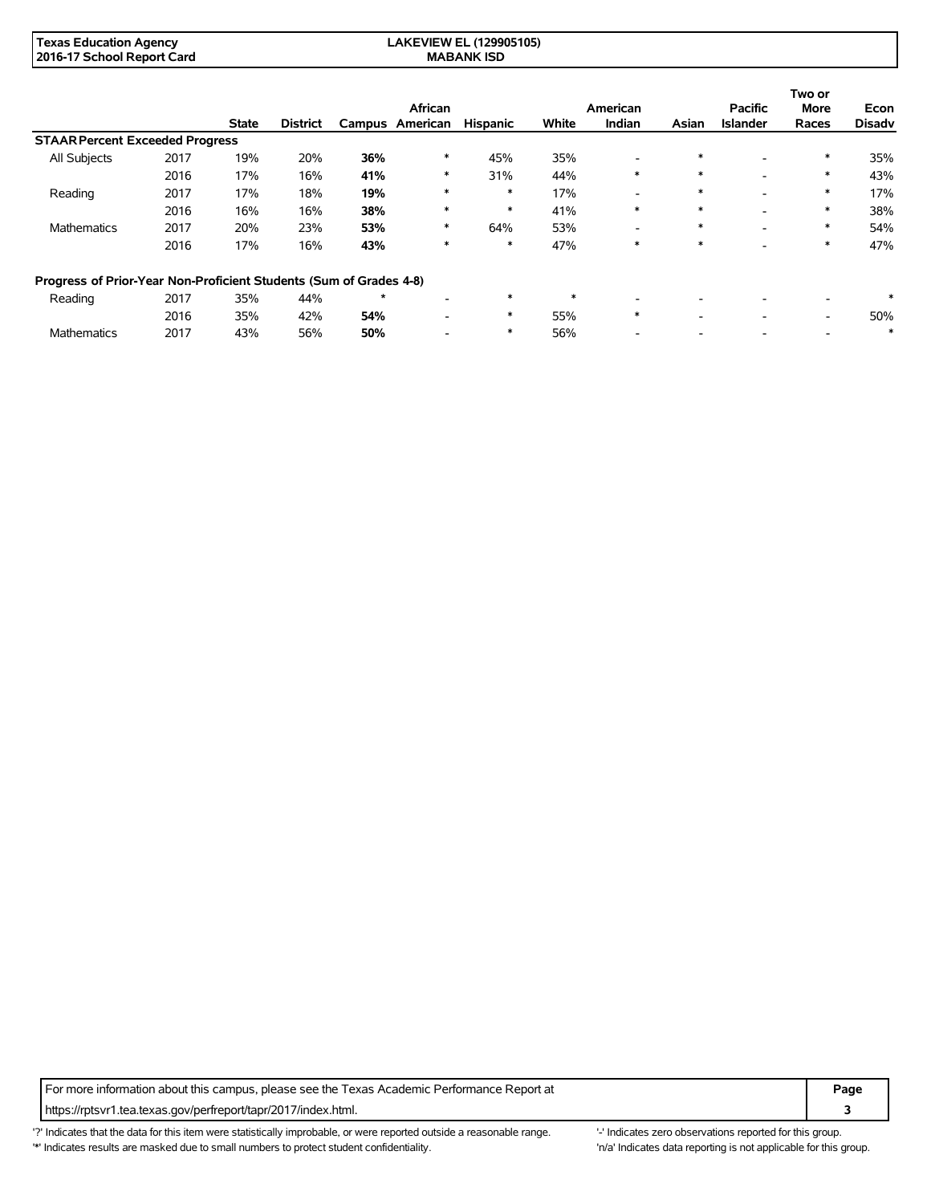Texas Education Agency
2016-17 School Report Card

LAKEVIEW EL (129905105)
MABANK ISD

| | | State | District | Campus | African American | Hispanic | White | American Indian | Asian | Pacific Islander | Two or More Races | Econ Disadv |
|---|---|---|---|---|---|---|---|---|---|---|---|---|
| **STAAR Percent Exceeded Progress** | | | | | | | | | | | | |
| All Subjects | 2017 | 19% | 20% | **36%** | * | 45% | 35% | - | * | - | * | 35% |
| | 2016 | 17% | 16% | **41%** | * | 31% | 44% | * | * | - | * | 43% |
| Reading | 2017 | 17% | 18% | **19%** | * | * | 17% | - | * | - | * | 17% |
| | 2016 | 16% | 16% | **38%** | * | * | 41% | * | * | - | * | 38% |
| Mathematics | 2017 | 20% | 23% | **53%** | * | 64% | 53% | - | * | - | * | 54% |
| | 2016 | 17% | 16% | **43%** | * | * | 47% | * | * | - | * | 47% |
| **Progress of Prior-Year Non-Proficient Students (Sum of Grades 4-8)** | | | | | | | | | | | | |
| Reading | 2017 | 35% | 44% | * | - | * | * | - | - | - | - | * |
| | 2016 | 35% | 42% | **54%** | - | * | 55% | * | - | - | - | 50% |
| Mathematics | 2017 | 43% | 56% | **50%** | - | * | 56% | - | - | - | - | * |

For more information about this campus, please see the Texas Academic Performance Report at https://rptsvr1.tea.texas.gov/perfreport/tapr/2017/index.html.

'?' Indicates that the data for this item were statistically improbable, or were reported outside a reasonable range.
'*' Indicates results are masked due to small numbers to protect student confidentiality.
'-' Indicates zero observations reported for this group.
'n/a' Indicates data reporting is not applicable for this group.